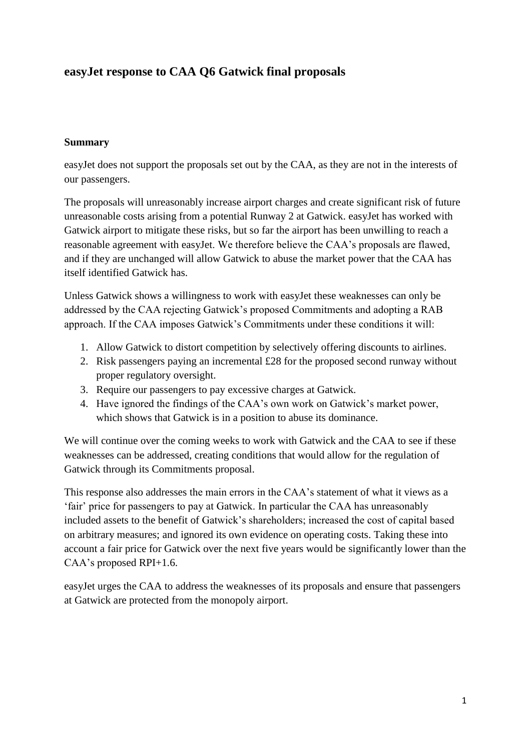# easyJet response to CAA Q6 Gatwick final proposals

## Summary

easyJet does not support the proposals set out by the CAA, as they are not in the interests of our passengers.

The proposals will unreasonably increase airport charges and create significant risk of future unreasonable costs arising from a potential Runway 2 at Gatwick. easyJet has worked with Gatwick airport to mitigate these risks, but so far the airport has been unwilling to reach a reasonable agreement with easyJet. We therefore believe the CAA's proposals are flawed, and if they are unchanged will allow Gatwick to abuse the market power that the CAA has itself identified Gatwick has.

Unless Gatwick shows a willingness to work with easyJet these weaknesses can only be addressed by the CAA rejecting Gatwick's proposed Commitments and adopting a RAB approach. If the CAA imposes Gatwick's Commitments under these conditions it will:

1. Allow Gatwick to distort competition by selectively offering discounts to airlines.
2. Risk passengers paying an incremental £28 for the proposed second runway without proper regulatory oversight.
3. Require our passengers to pay excessive charges at Gatwick.
4. Have ignored the findings of the CAA's own work on Gatwick's market power, which shows that Gatwick is in a position to abuse its dominance.

We will continue over the coming weeks to work with Gatwick and the CAA to see if these weaknesses can be addressed, creating conditions that would allow for the regulation of Gatwick through its Commitments proposal.

This response also addresses the main errors in the CAA's statement of what it views as a 'fair' price for passengers to pay at Gatwick. In particular the CAA has unreasonably included assets to the benefit of Gatwick's shareholders; increased the cost of capital based on arbitrary measures; and ignored its own evidence on operating costs. Taking these into account a fair price for Gatwick over the next five years would be significantly lower than the CAA's proposed RPI+1.6.

easyJet urges the CAA to address the weaknesses of its proposals and ensure that passengers at Gatwick are protected from the monopoly airport.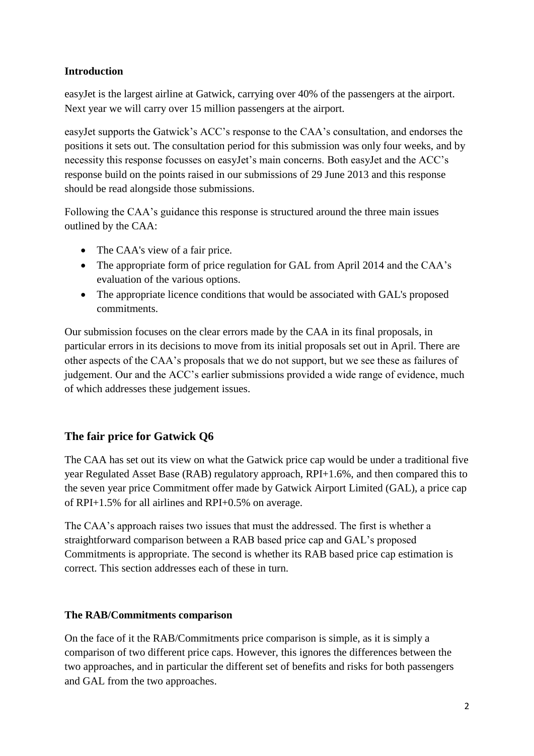**Introduction**

easyJet is the largest airline at Gatwick, carrying over 40% of the passengers at the airport. Next year we will carry over 15 million passengers at the airport.

easyJet supports the Gatwick's ACC's response to the CAA's consultation, and endorses the positions it sets out. The consultation period for this submission was only four weeks, and by necessity this response focusses on easyJet's main concerns. Both easyJet and the ACC's response build on the points raised in our submissions of 29 June 2013 and this response should be read alongside those submissions.

Following the CAA's guidance this response is structured around the three main issues outlined by the CAA:

- The CAA's view of a fair price.
- The appropriate form of price regulation for GAL from April 2014 and the CAA's evaluation of the various options.
- The appropriate licence conditions that would be associated with GAL's proposed commitments.

Our submission focuses on the clear errors made by the CAA in its final proposals, in particular errors in its decisions to move from its initial proposals set out in April. There are other aspects of the CAA's proposals that we do not support, but we see these as failures of judgement. Our and the ACC's earlier submissions provided a wide range of evidence, much of which addresses these judgement issues.

## The fair price for Gatwick Q6

The CAA has set out its view on what the Gatwick price cap would be under a traditional five year Regulated Asset Base (RAB) regulatory approach, RPI+1.6%, and then compared this to the seven year price Commitment offer made by Gatwick Airport Limited (GAL), a price cap of RPI+1.5% for all airlines and RPI+0.5% on average.

The CAA's approach raises two issues that must the addressed. The first is whether a straightforward comparison between a RAB based price cap and GAL's proposed Commitments is appropriate. The second is whether its RAB based price cap estimation is correct. This section addresses each of these in turn.

### The RAB/Commitments comparison

On the face of it the RAB/Commitments price comparison is simple, as it is simply a comparison of two different price caps. However, this ignores the differences between the two approaches, and in particular the different set of benefits and risks for both passengers and GAL from the two approaches.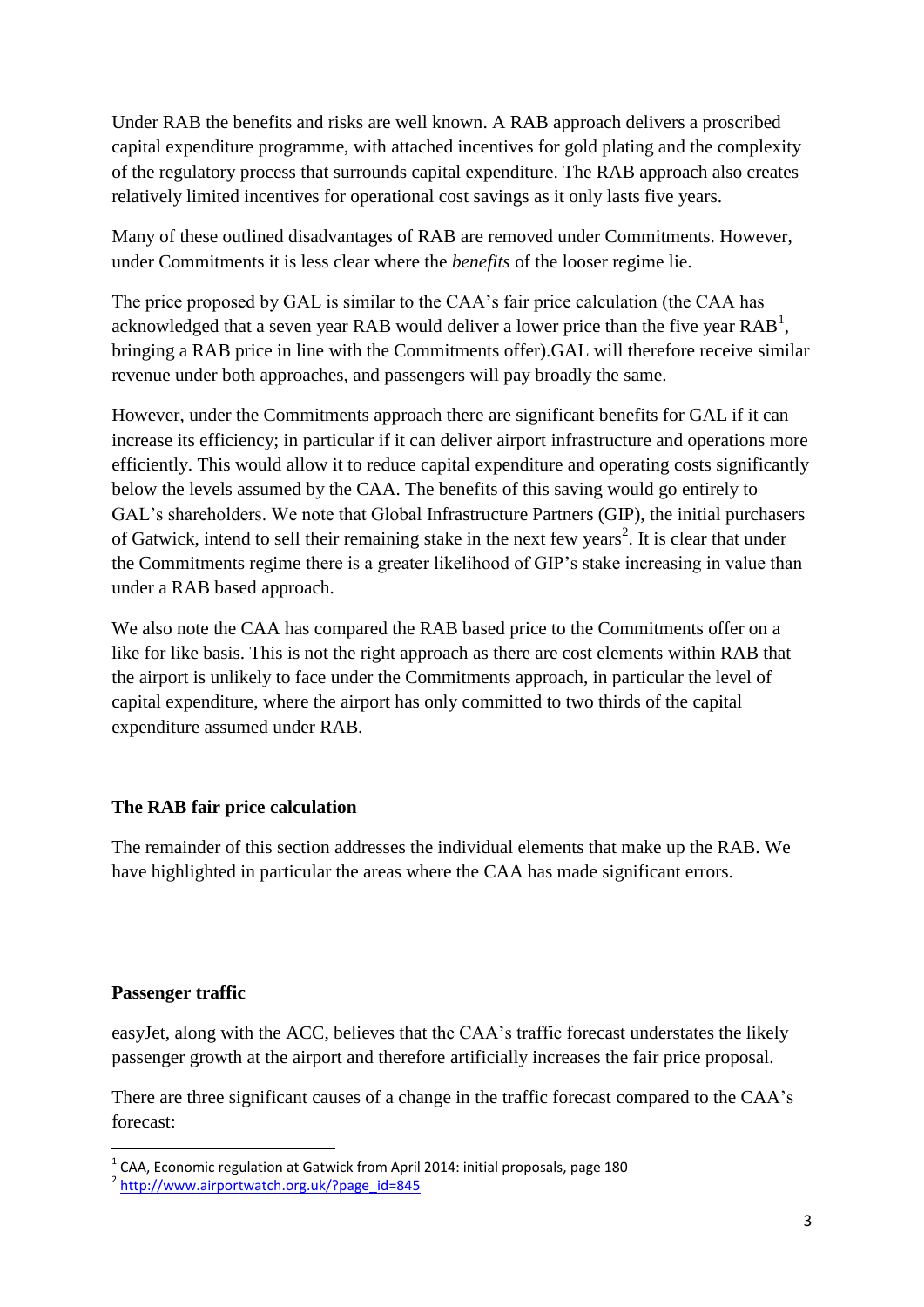Under RAB the benefits and risks are well known. A RAB approach delivers a proscribed capital expenditure programme, with attached incentives for gold plating and the complexity of the regulatory process that surrounds capital expenditure. The RAB approach also creates relatively limited incentives for operational cost savings as it only lasts five years.

Many of these outlined disadvantages of RAB are removed under Commitments. However, under Commitments it is less clear where the *benefits* of the looser regime lie.

The price proposed by GAL is similar to the CAA's fair price calculation (the CAA has acknowledged that a seven year RAB would deliver a lower price than the five year RAB[1], bringing a RAB price in line with the Commitments offer).GAL will therefore receive similar revenue under both approaches, and passengers will pay broadly the same.

However, under the Commitments approach there are significant benefits for GAL if it can increase its efficiency; in particular if it can deliver airport infrastructure and operations more efficiently. This would allow it to reduce capital expenditure and operating costs significantly below the levels assumed by the CAA. The benefits of this saving would go entirely to GAL's shareholders. We note that Global Infrastructure Partners (GIP), the initial purchasers of Gatwick, intend to sell their remaining stake in the next few years[2]. It is clear that under the Commitments regime there is a greater likelihood of GIP's stake increasing in value than under a RAB based approach.

We also note the CAA has compared the RAB based price to the Commitments offer on a like for like basis. This is not the right approach as there are cost elements within RAB that the airport is unlikely to face under the Commitments approach, in particular the level of capital expenditure, where the airport has only committed to two thirds of the capital expenditure assumed under RAB.

**The RAB fair price calculation**

The remainder of this section addresses the individual elements that make up the RAB. We have highlighted in particular the areas where the CAA has made significant errors.

**Passenger traffic**

easyJet, along with the ACC, believes that the CAA's traffic forecast understates the likely passenger growth at the airport and therefore artificially increases the fair price proposal.

There are three significant causes of a change in the traffic forecast compared to the CAA's forecast:

[1] CAA, Economic regulation at Gatwick from April 2014: initial proposals, page 180

[2] http://www.airportwatch.org.uk/?page_id=845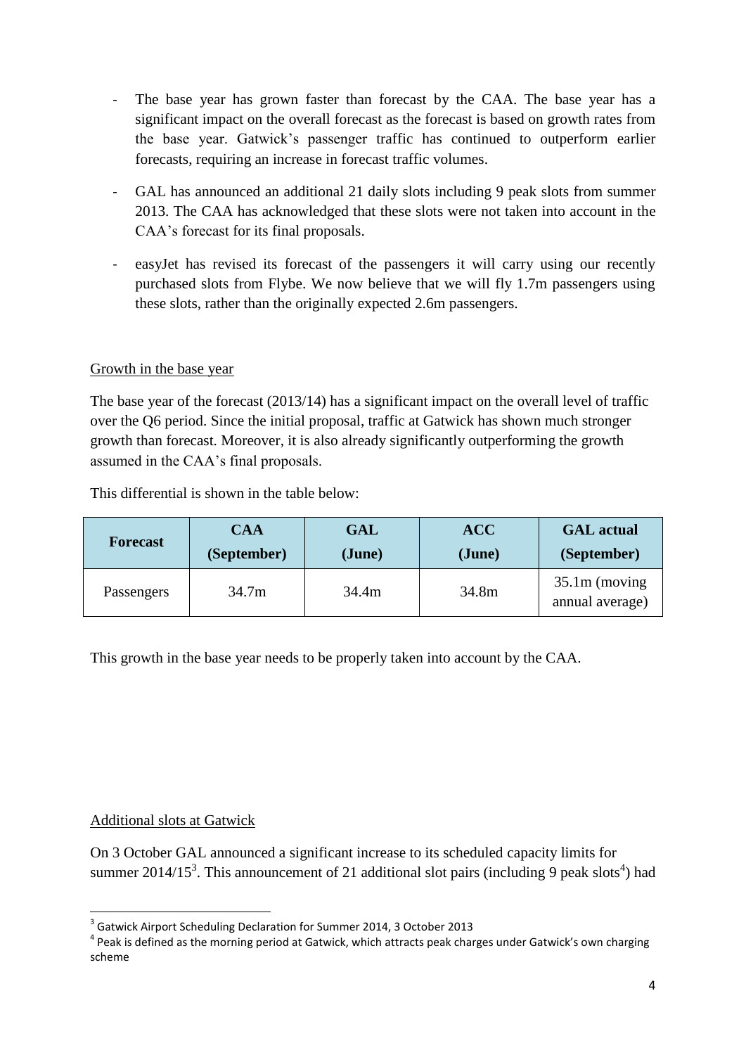- The base year has grown faster than forecast by the CAA. The base year has a significant impact on the overall forecast as the forecast is based on growth rates from the base year. Gatwick's passenger traffic has continued to outperform earlier forecasts, requiring an increase in forecast traffic volumes.
- GAL has announced an additional 21 daily slots including 9 peak slots from summer 2013. The CAA has acknowledged that these slots were not taken into account in the CAA's forecast for its final proposals.
- easyJet has revised its forecast of the passengers it will carry using our recently purchased slots from Flybe. We now believe that we will fly 1.7m passengers using these slots, rather than the originally expected 2.6m passengers.

Growth in the base year

The base year of the forecast (2013/14) has a significant impact on the overall level of traffic over the Q6 period. Since the initial proposal, traffic at Gatwick has shown much stronger growth than forecast. Moreover, it is also already significantly outperforming the growth assumed in the CAA's final proposals.

This differential is shown in the table below:

| Forecast | CAA (September) | GAL (June) | ACC (June) | GAL actual (September) |
| --- | --- | --- | --- | --- |
| Passengers | 34.7m | 34.4m | 34.8m | 35.1m (moving annual average) |

This growth in the base year needs to be properly taken into account by the CAA.

Additional slots at Gatwick

On 3 October GAL announced a significant increase to its scheduled capacity limits for summer 2014/15[3]. This announcement of 21 additional slot pairs (including 9 peak slots[4]) had

[3] Gatwick Airport Scheduling Declaration for Summer 2014, 3 October 2013

[4] Peak is defined as the morning period at Gatwick, which attracts peak charges under Gatwick's own charging scheme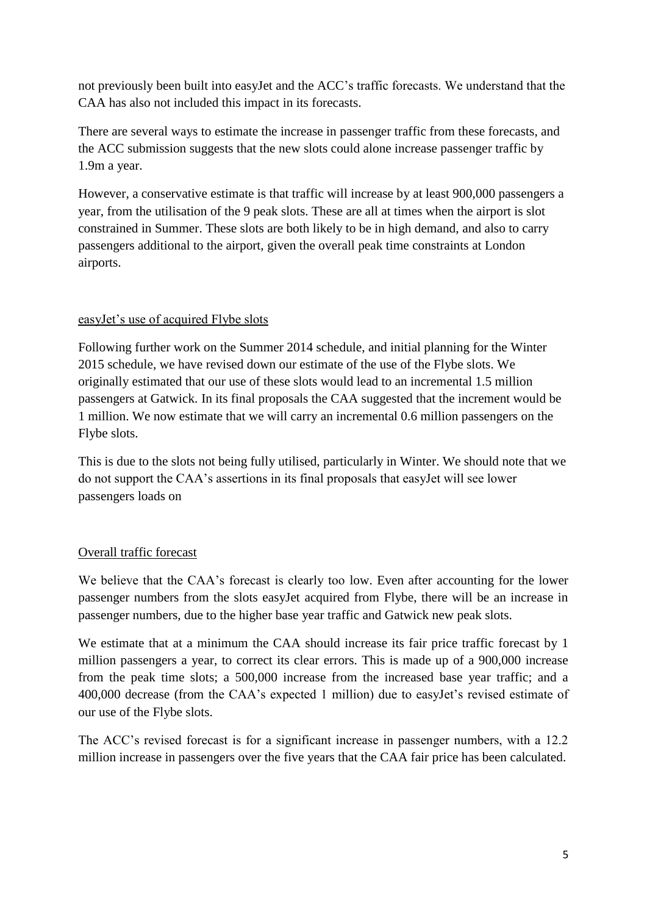not previously been built into easyJet and the ACC's traffic forecasts. We understand that the CAA has also not included this impact in its forecasts.

There are several ways to estimate the increase in passenger traffic from these forecasts, and the ACC submission suggests that the new slots could alone increase passenger traffic by 1.9m a year.

However, a conservative estimate is that traffic will increase by at least 900,000 passengers a year, from the utilisation of the 9 peak slots. These are all at times when the airport is slot constrained in Summer. These slots are both likely to be in high demand, and also to carry passengers additional to the airport, given the overall peak time constraints at London airports.

## easyJet's use of acquired Flybe slots

Following further work on the Summer 2014 schedule, and initial planning for the Winter 2015 schedule, we have revised down our estimate of the use of the Flybe slots. We originally estimated that our use of these slots would lead to an incremental 1.5 million passengers at Gatwick. In its final proposals the CAA suggested that the increment would be 1 million. We now estimate that we will carry an incremental 0.6 million passengers on the Flybe slots.

This is due to the slots not being fully utilised, particularly in Winter. We should note that we do not support the CAA's assertions in its final proposals that easyJet will see lower passengers loads on

## Overall traffic forecast

We believe that the CAA's forecast is clearly too low. Even after accounting for the lower passenger numbers from the slots easyJet acquired from Flybe, there will be an increase in passenger numbers, due to the higher base year traffic and Gatwick new peak slots.

We estimate that at a minimum the CAA should increase its fair price traffic forecast by 1 million passengers a year, to correct its clear errors. This is made up of a 900,000 increase from the peak time slots; a 500,000 increase from the increased base year traffic; and a 400,000 decrease (from the CAA's expected 1 million) due to easyJet's revised estimate of our use of the Flybe slots.

The ACC's revised forecast is for a significant increase in passenger numbers, with a 12.2 million increase in passengers over the five years that the CAA fair price has been calculated.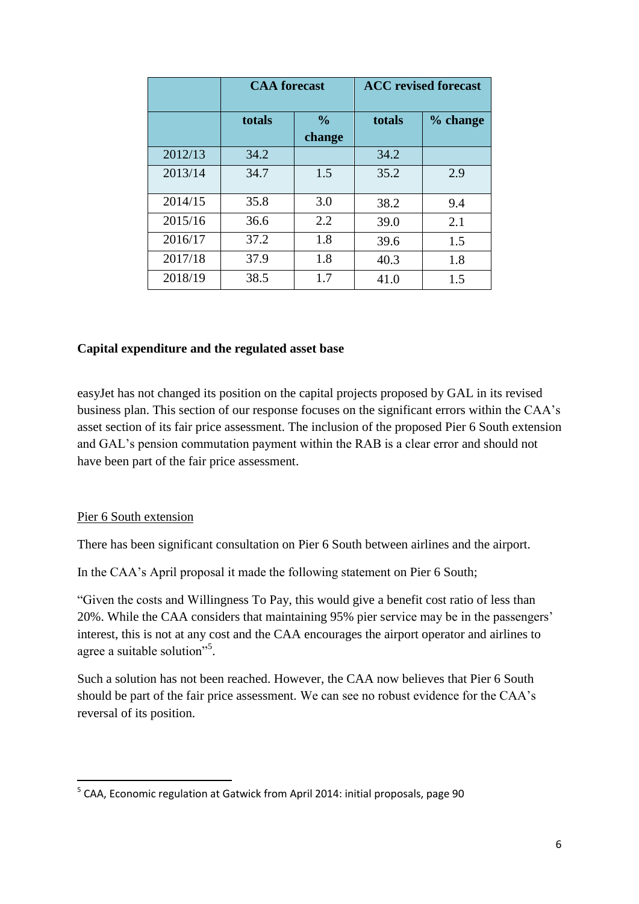| | CAA forecast | | ACC revised forecast | |
|---|---|---|---|---|
| | totals | % change | totals | % change |
| 2012/13 | 34.2 | | 34.2 | |
| 2013/14 | 34.7 | 1.5 | 35.2 | 2.9 |
| 2014/15 | 35.8 | 3.0 | 38.2 | 9.4 |
| 2015/16 | 36.6 | 2.2 | 39.0 | 2.1 |
| 2016/17 | 37.2 | 1.8 | 39.6 | 1.5 |
| 2017/18 | 37.9 | 1.8 | 40.3 | 1.8 |
| 2018/19 | 38.5 | 1.7 | 41.0 | 1.5 |

**Capital expenditure and the regulated asset base**

easyJet has not changed its position on the capital projects proposed by GAL in its revised business plan. This section of our response focuses on the significant errors within the CAA's asset section of its fair price assessment. The inclusion of the proposed Pier 6 South extension and GAL's pension commutation payment within the RAB is a clear error and should not have been part of the fair price assessment.

Pier 6 South extension

There has been significant consultation on Pier 6 South between airlines and the airport.

In the CAA's April proposal it made the following statement on Pier 6 South;

"Given the costs and Willingness To Pay, this would give a benefit cost ratio of less than 20%. While the CAA considers that maintaining 95% pier service may be in the passengers' interest, this is not at any cost and the CAA encourages the airport operator and airlines to agree a suitable solution"[5].

Such a solution has not been reached. However, the CAA now believes that Pier 6 South should be part of the fair price assessment. We can see no robust evidence for the CAA's reversal of its position.

[5] CAA, Economic regulation at Gatwick from April 2014: initial proposals, page 90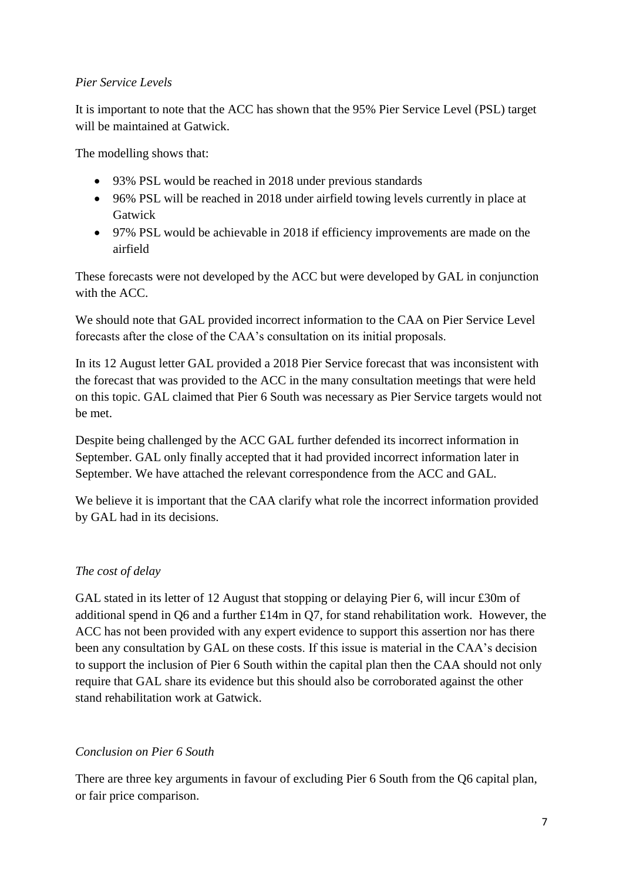*Pier Service Levels*

It is important to note that the ACC has shown that the 95% Pier Service Level (PSL) target will be maintained at Gatwick.

The modelling shows that:

- 93% PSL would be reached in 2018 under previous standards
- 96% PSL will be reached in 2018 under airfield towing levels currently in place at Gatwick
- 97% PSL would be achievable in 2018 if efficiency improvements are made on the airfield

These forecasts were not developed by the ACC but were developed by GAL in conjunction with the ACC.

We should note that GAL provided incorrect information to the CAA on Pier Service Level forecasts after the close of the CAA's consultation on its initial proposals.

In its 12 August letter GAL provided a 2018 Pier Service forecast that was inconsistent with the forecast that was provided to the ACC in the many consultation meetings that were held on this topic. GAL claimed that Pier 6 South was necessary as Pier Service targets would not be met.

Despite being challenged by the ACC GAL further defended its incorrect information in September. GAL only finally accepted that it had provided incorrect information later in September. We have attached the relevant correspondence from the ACC and GAL.

We believe it is important that the CAA clarify what role the incorrect information provided by GAL had in its decisions.

*The cost of delay*

GAL stated in its letter of 12 August that stopping or delaying Pier 6, will incur £30m of additional spend in Q6 and a further £14m in Q7, for stand rehabilitation work. However, the ACC has not been provided with any expert evidence to support this assertion nor has there been any consultation by GAL on these costs. If this issue is material in the CAA's decision to support the inclusion of Pier 6 South within the capital plan then the CAA should not only require that GAL share its evidence but this should also be corroborated against the other stand rehabilitation work at Gatwick.

*Conclusion on Pier 6 South*

There are three key arguments in favour of excluding Pier 6 South from the Q6 capital plan, or fair price comparison.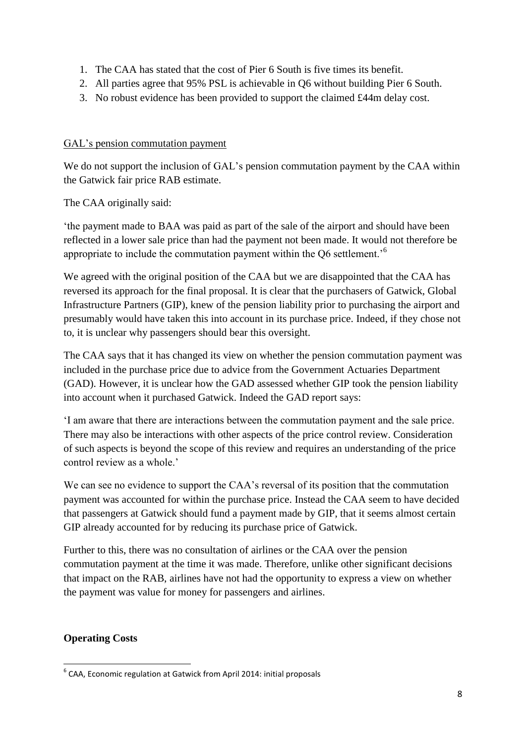1. The CAA has stated that the cost of Pier 6 South is five times its benefit.
2. All parties agree that 95% PSL is achievable in Q6 without building Pier 6 South.
3. No robust evidence has been provided to support the claimed £44m delay cost.

GAL's pension commutation payment

We do not support the inclusion of GAL's pension commutation payment by the CAA within the Gatwick fair price RAB estimate.

The CAA originally said:

'the payment made to BAA was paid as part of the sale of the airport and should have been reflected in a lower sale price than had the payment not been made. It would not therefore be appropriate to include the commutation payment within the Q6 settlement.'[6]

We agreed with the original position of the CAA but we are disappointed that the CAA has reversed its approach for the final proposal. It is clear that the purchasers of Gatwick, Global Infrastructure Partners (GIP), knew of the pension liability prior to purchasing the airport and presumably would have taken this into account in its purchase price. Indeed, if they chose not to, it is unclear why passengers should bear this oversight.

The CAA says that it has changed its view on whether the pension commutation payment was included in the purchase price due to advice from the Government Actuaries Department (GAD). However, it is unclear how the GAD assessed whether GIP took the pension liability into account when it purchased Gatwick. Indeed the GAD report says:

'I am aware that there are interactions between the commutation payment and the sale price. There may also be interactions with other aspects of the price control review. Consideration of such aspects is beyond the scope of this review and requires an understanding of the price control review as a whole.'

We can see no evidence to support the CAA's reversal of its position that the commutation payment was accounted for within the purchase price. Instead the CAA seem to have decided that passengers at Gatwick should fund a payment made by GIP, that it seems almost certain GIP already accounted for by reducing its purchase price of Gatwick.

Further to this, there was no consultation of airlines or the CAA over the pension commutation payment at the time it was made. Therefore, unlike other significant decisions that impact on the RAB, airlines have not had the opportunity to express a view on whether the payment was value for money for passengers and airlines.

**Operating Costs**

[6] CAA, Economic regulation at Gatwick from April 2014: initial proposals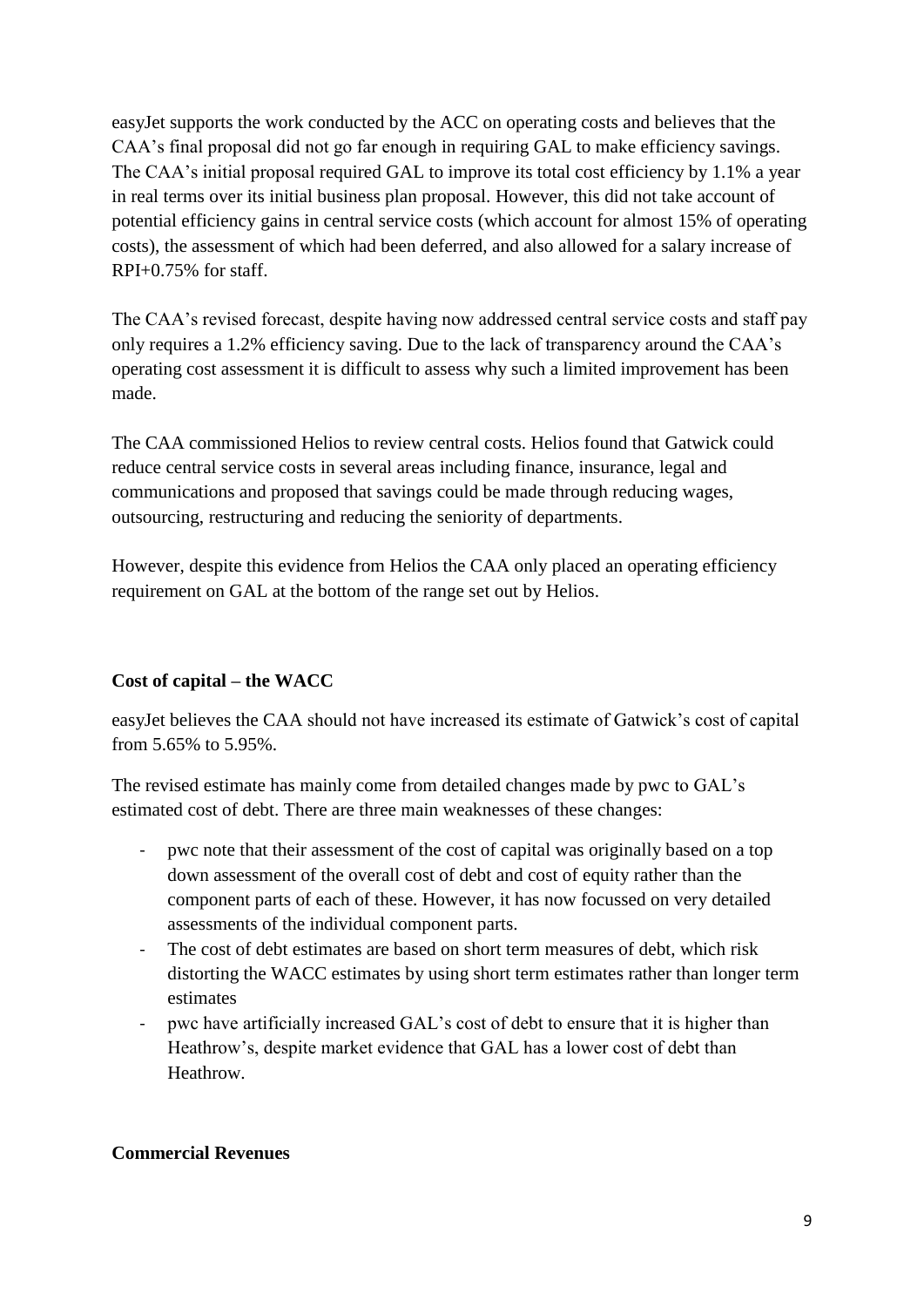easyJet supports the work conducted by the ACC on operating costs and believes that the CAA's final proposal did not go far enough in requiring GAL to make efficiency savings. The CAA's initial proposal required GAL to improve its total cost efficiency by 1.1% a year in real terms over its initial business plan proposal. However, this did not take account of potential efficiency gains in central service costs (which account for almost 15% of operating costs), the assessment of which had been deferred, and also allowed for a salary increase of RPI+0.75% for staff.

The CAA's revised forecast, despite having now addressed central service costs and staff pay only requires a 1.2% efficiency saving. Due to the lack of transparency around the CAA's operating cost assessment it is difficult to assess why such a limited improvement has been made.

The CAA commissioned Helios to review central costs. Helios found that Gatwick could reduce central service costs in several areas including finance, insurance, legal and communications and proposed that savings could be made through reducing wages, outsourcing, restructuring and reducing the seniority of departments.

However, despite this evidence from Helios the CAA only placed an operating efficiency requirement on GAL at the bottom of the range set out by Helios.

**Cost of capital – the WACC**

easyJet believes the CAA should not have increased its estimate of Gatwick's cost of capital from 5.65% to 5.95%.

The revised estimate has mainly come from detailed changes made by pwc to GAL's estimated cost of debt. There are three main weaknesses of these changes:

- pwc note that their assessment of the cost of capital was originally based on a top down assessment of the overall cost of debt and cost of equity rather than the component parts of each of these. However, it has now focussed on very detailed assessments of the individual component parts.
- The cost of debt estimates are based on short term measures of debt, which risk distorting the WACC estimates by using short term estimates rather than longer term estimates
- pwc have artificially increased GAL's cost of debt to ensure that it is higher than Heathrow's, despite market evidence that GAL has a lower cost of debt than Heathrow.

**Commercial Revenues**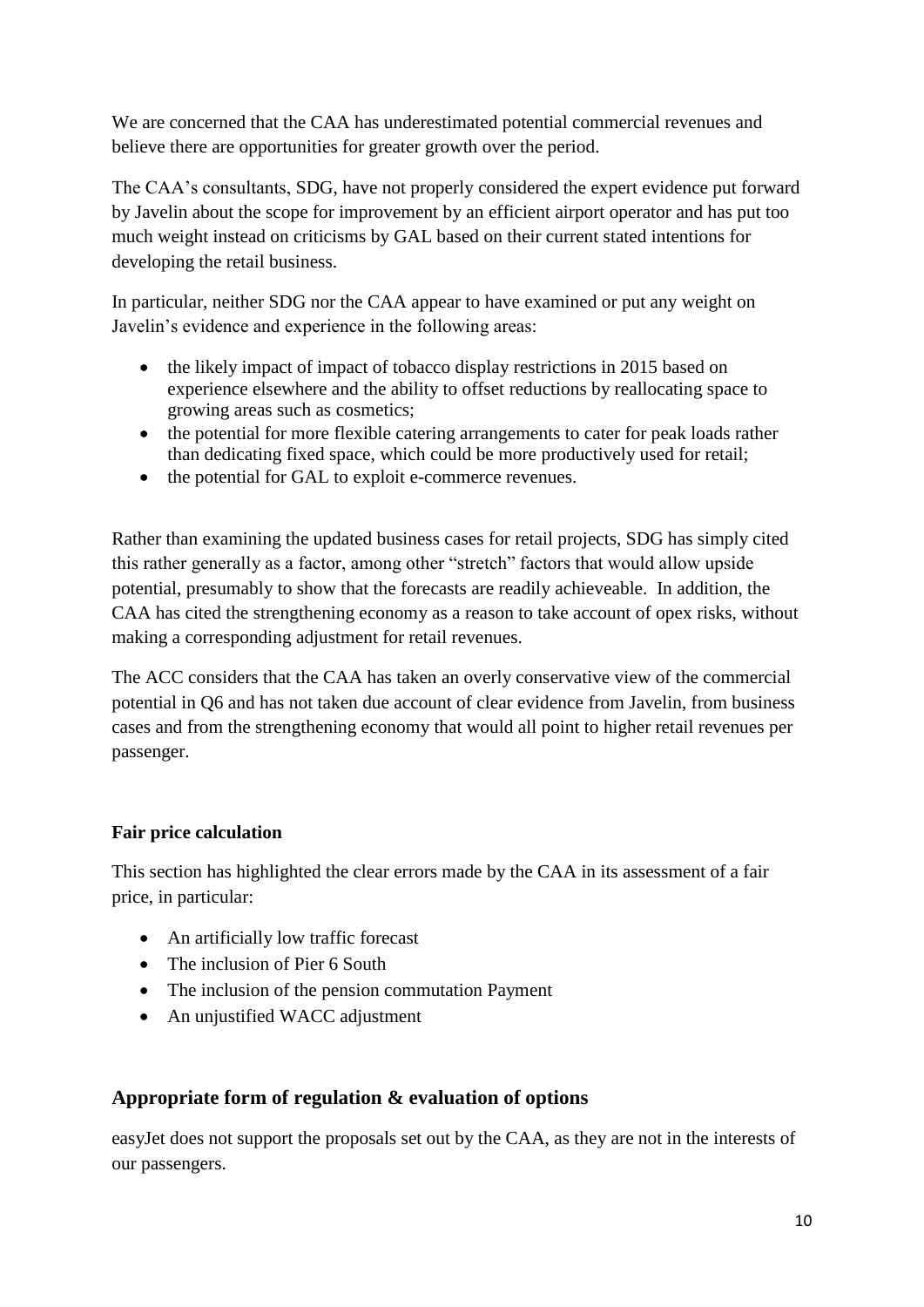We are concerned that the CAA has underestimated potential commercial revenues and believe there are opportunities for greater growth over the period.

The CAA's consultants, SDG, have not properly considered the expert evidence put forward by Javelin about the scope for improvement by an efficient airport operator and has put too much weight instead on criticisms by GAL based on their current stated intentions for developing the retail business.

In particular, neither SDG nor the CAA appear to have examined or put any weight on Javelin's evidence and experience in the following areas:

- the likely impact of impact of tobacco display restrictions in 2015 based on experience elsewhere and the ability to offset reductions by reallocating space to growing areas such as cosmetics;
- the potential for more flexible catering arrangements to cater for peak loads rather than dedicating fixed space, which could be more productively used for retail;
- the potential for GAL to exploit e-commerce revenues.

Rather than examining the updated business cases for retail projects, SDG has simply cited this rather generally as a factor, among other "stretch" factors that would allow upside potential, presumably to show that the forecasts are readily achieveable. In addition, the CAA has cited the strengthening economy as a reason to take account of opex risks, without making a corresponding adjustment for retail revenues.

The ACC considers that the CAA has taken an overly conservative view of the commercial potential in Q6 and has not taken due account of clear evidence from Javelin, from business cases and from the strengthening economy that would all point to higher retail revenues per passenger.

**Fair price calculation**

This section has highlighted the clear errors made by the CAA in its assessment of a fair price, in particular:

- An artificially low traffic forecast
- The inclusion of Pier 6 South
- The inclusion of the pension commutation Payment
- An unjustified WACC adjustment

## Appropriate form of regulation & evaluation of options

easyJet does not support the proposals set out by the CAA, as they are not in the interests of our passengers.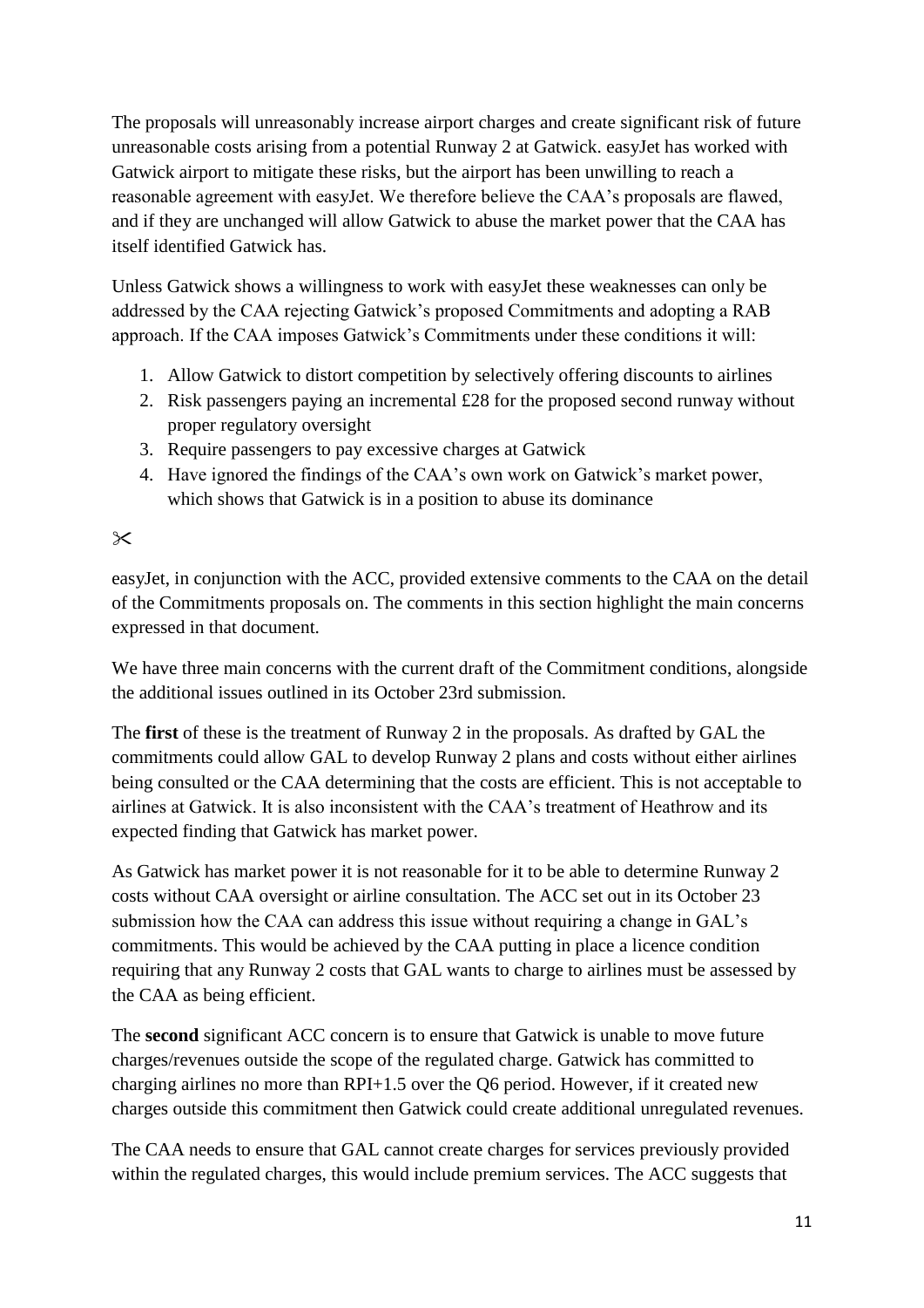The proposals will unreasonably increase airport charges and create significant risk of future unreasonable costs arising from a potential Runway 2 at Gatwick. easyJet has worked with Gatwick airport to mitigate these risks, but the airport has been unwilling to reach a reasonable agreement with easyJet. We therefore believe the CAA's proposals are flawed, and if they are unchanged will allow Gatwick to abuse the market power that the CAA has itself identified Gatwick has.

Unless Gatwick shows a willingness to work with easyJet these weaknesses can only be addressed by the CAA rejecting Gatwick's proposed Commitments and adopting a RAB approach. If the CAA imposes Gatwick's Commitments under these conditions it will:

1. Allow Gatwick to distort competition by selectively offering discounts to airlines
2. Risk passengers paying an incremental £28 for the proposed second runway without proper regulatory oversight
3. Require passengers to pay excessive charges at Gatwick
4. Have ignored the findings of the CAA's own work on Gatwick's market power, which shows that Gatwick is in a position to abuse its dominance

✂

easyJet, in conjunction with the ACC, provided extensive comments to the CAA on the detail of the Commitments proposals on. The comments in this section highlight the main concerns expressed in that document.

We have three main concerns with the current draft of the Commitment conditions, alongside the additional issues outlined in its October 23rd submission.

The **first** of these is the treatment of Runway 2 in the proposals. As drafted by GAL the commitments could allow GAL to develop Runway 2 plans and costs without either airlines being consulted or the CAA determining that the costs are efficient. This is not acceptable to airlines at Gatwick. It is also inconsistent with the CAA's treatment of Heathrow and its expected finding that Gatwick has market power.

As Gatwick has market power it is not reasonable for it to be able to determine Runway 2 costs without CAA oversight or airline consultation. The ACC set out in its October 23 submission how the CAA can address this issue without requiring a change in GAL's commitments. This would be achieved by the CAA putting in place a licence condition requiring that any Runway 2 costs that GAL wants to charge to airlines must be assessed by the CAA as being efficient.

The **second** significant ACC concern is to ensure that Gatwick is unable to move future charges/revenues outside the scope of the regulated charge. Gatwick has committed to charging airlines no more than RPI+1.5 over the Q6 period. However, if it created new charges outside this commitment then Gatwick could create additional unregulated revenues.

The CAA needs to ensure that GAL cannot create charges for services previously provided within the regulated charges, this would include premium services. The ACC suggests that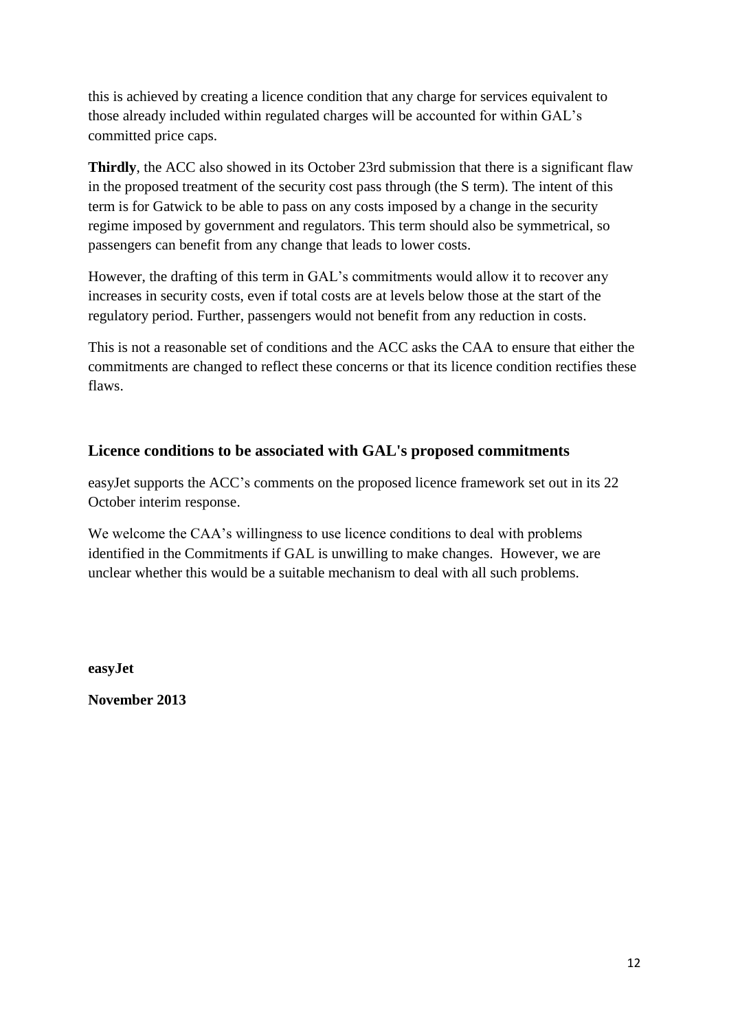this is achieved by creating a licence condition that any charge for services equivalent to those already included within regulated charges will be accounted for within GAL's committed price caps.

**Thirdly**, the ACC also showed in its October 23rd submission that there is a significant flaw in the proposed treatment of the security cost pass through (the S term). The intent of this term is for Gatwick to be able to pass on any costs imposed by a change in the security regime imposed by government and regulators. This term should also be symmetrical, so passengers can benefit from any change that leads to lower costs.

However, the drafting of this term in GAL's commitments would allow it to recover any increases in security costs, even if total costs are at levels below those at the start of the regulatory period. Further, passengers would not benefit from any reduction in costs.

This is not a reasonable set of conditions and the ACC asks the CAA to ensure that either the commitments are changed to reflect these concerns or that its licence condition rectifies these flaws.

## Licence conditions to be associated with GAL's proposed commitments

easyJet supports the ACC's comments on the proposed licence framework set out in its 22 October interim response.

We welcome the CAA's willingness to use licence conditions to deal with problems identified in the Commitments if GAL is unwilling to make changes. However, we are unclear whether this would be a suitable mechanism to deal with all such problems.

**easyJet**

**November 2013**